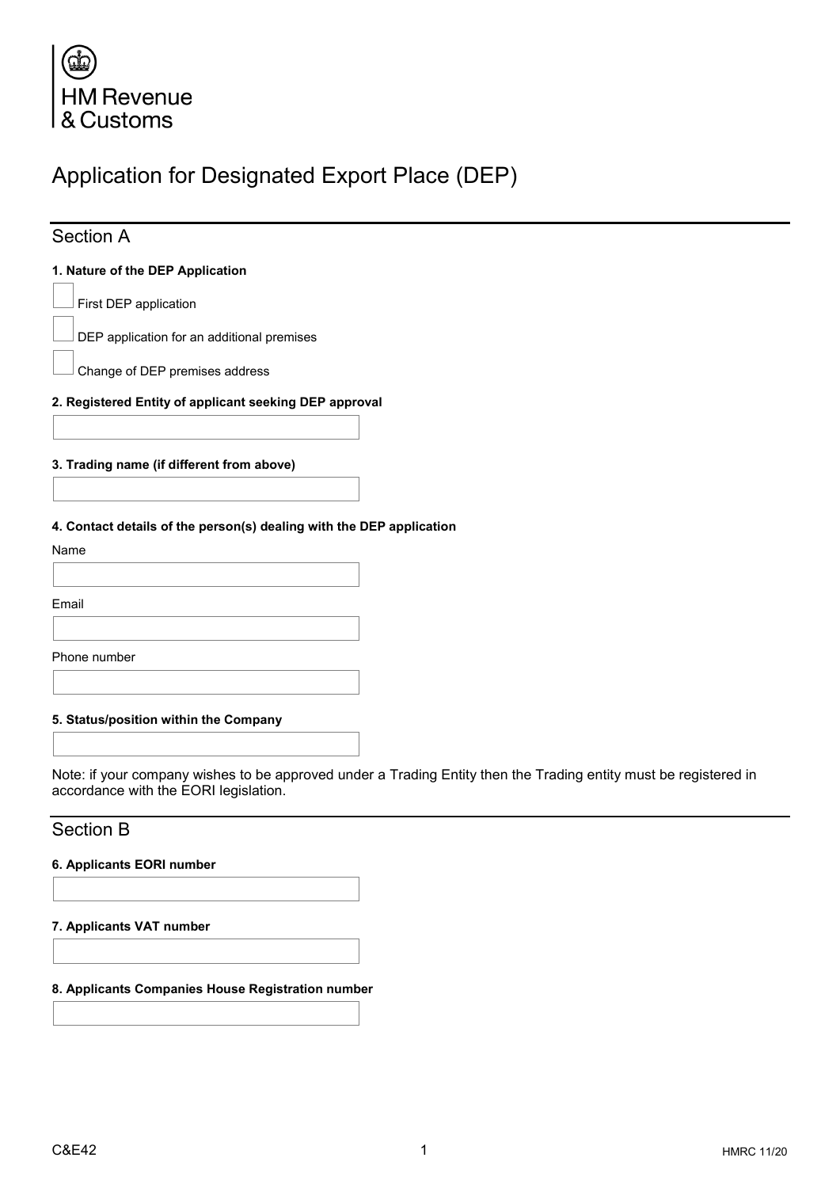HM Revenue & Customs

# Application for Designated Export Place (DEP)

## Section A

**1. Nature of the DEP Application**

- [ ] First DEP application
- [ ] DEP application for an additional premises
- [ ] Change of DEP premises address

**2. Registered Entity of applicant seeking DEP approval**

**3. Trading name (if different from above)**

**4. Contact details of the person(s) dealing with the DEP application**

Name

Email

Phone number

**5. Status/position within the Company**

Note: if your company wishes to be approved under a Trading Entity then the Trading entity must be registered in accordance with the EORI legislation.

## Section B

**6. Applicants EORI number**

**7. Applicants VAT number**

**8. Applicants Companies House Registration number**

C&E42

HMRC 11/20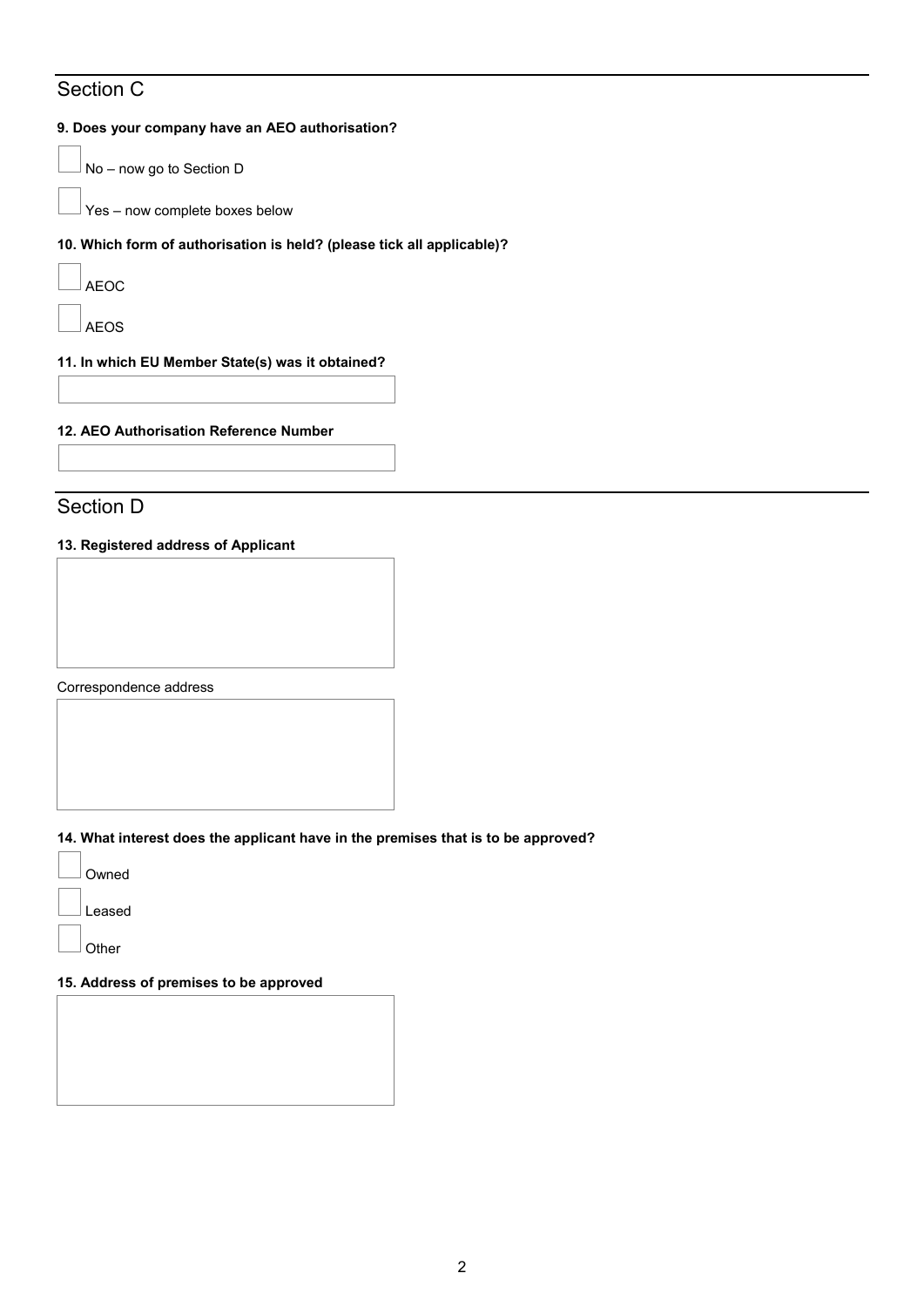## Section C

**9. Does your company have an AEO authorisation?**

☐ No – now go to Section D

☐ Yes – now complete boxes below

**10. Which form of authorisation is held? (please tick all applicable)?**

☐ AEOC

☐ AEOS

**11. In which EU Member State(s) was it obtained?**

**12. AEO Authorisation Reference Number**

## Section D

**13. Registered address of Applicant**

Correspondence address

**14. What interest does the applicant have in the premises that is to be approved?**

☐ Owned

☐ Leased

☐ Other

**15. Address of premises to be approved**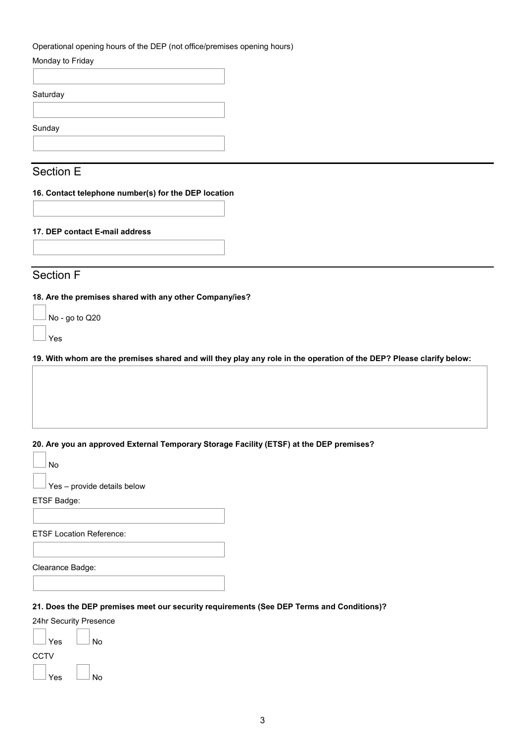Operational opening hours of the DEP (not office/premises opening hours)

Monday to Friday

Saturday

Sunday

## Section E

**16. Contact telephone number(s) for the DEP location**

**17. DEP contact E-mail address**

## Section F

**18. Are the premises shared with any other Company/ies?**

- [ ] No - go to Q20
- [ ] Yes

**19. With whom are the premises shared and will they play any role in the operation of the DEP? Please clarify below:**

**20. Are you an approved External Temporary Storage Facility (ETSF) at the DEP premises?**

- [ ] No
- [ ] Yes – provide details below

ETSF Badge:

ETSF Location Reference:

Clearance Badge:

**21. Does the DEP premises meet our security requirements (See DEP Terms and Conditions)?**

24hr Security Presence

- [ ] Yes
- [ ] No

CCTV

- [ ] Yes
- [ ] No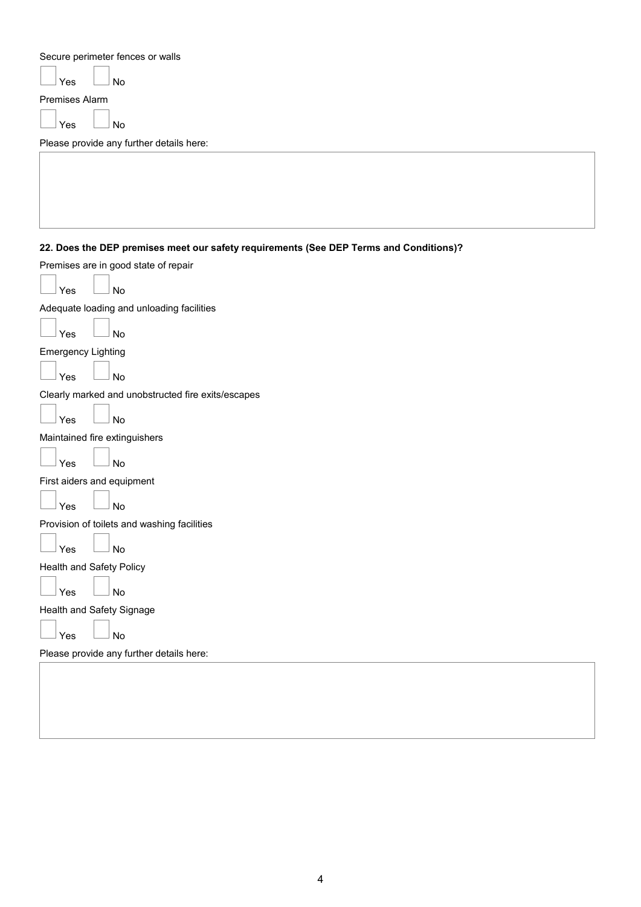Secure perimeter fences or walls

☐ Yes ☐ No

Premises Alarm

☐ Yes ☐ No

Please provide any further details here:

| |
|---|
| |

**22. Does the DEP premises meet our safety requirements (See DEP Terms and Conditions)?**

Premises are in good state of repair

☐ Yes ☐ No

Adequate loading and unloading facilities

☐ Yes ☐ No

Emergency Lighting

☐ Yes ☐ No

Clearly marked and unobstructed fire exits/escapes

☐ Yes ☐ No

Maintained fire extinguishers

☐ Yes ☐ No

First aiders and equipment

☐ Yes ☐ No

Provision of toilets and washing facilities

☐ Yes ☐ No

Health and Safety Policy

☐ Yes ☐ No

Health and Safety Signage

☐ Yes ☐ No

Please provide any further details here:

| |
|---|
| |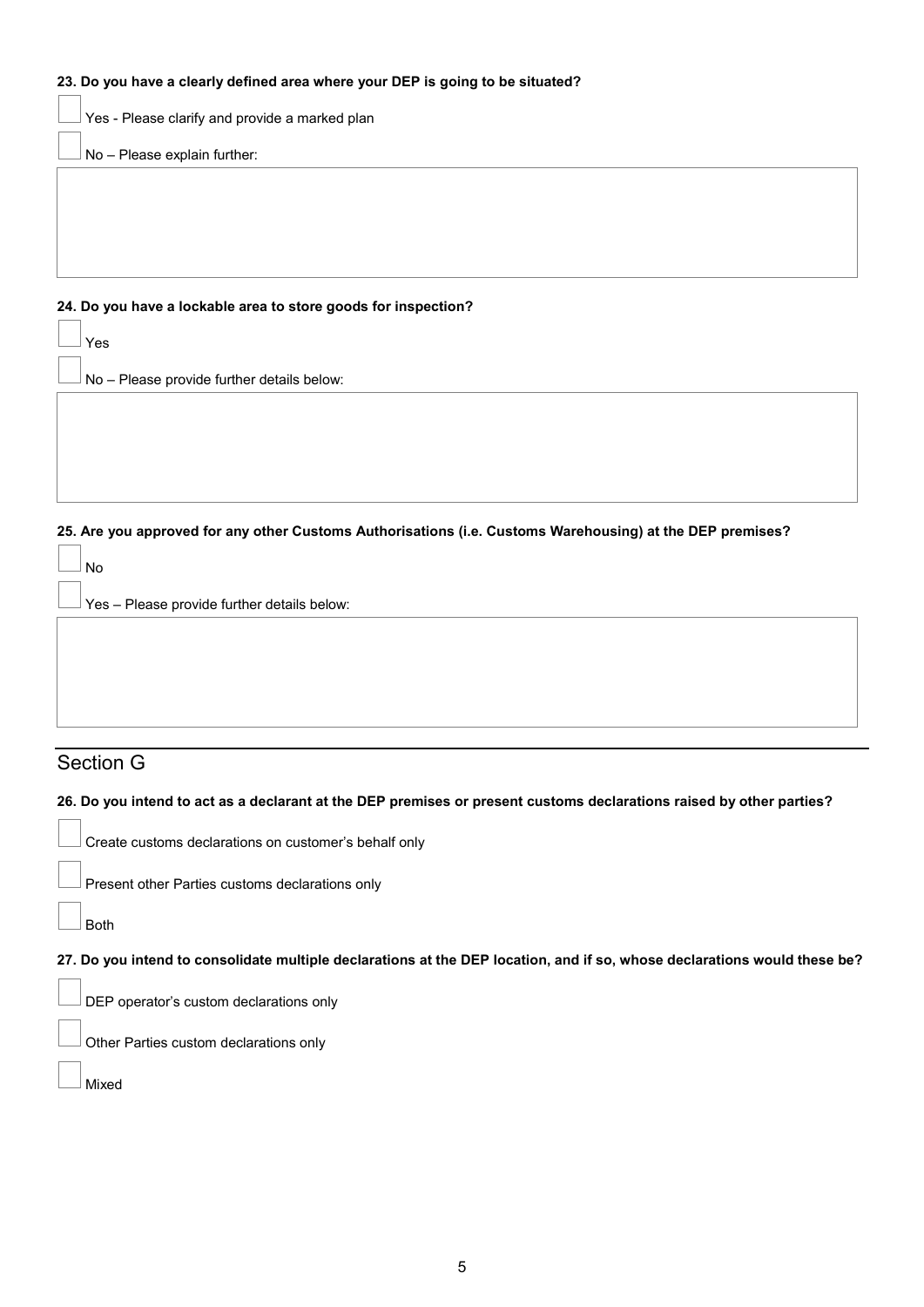**23. Do you have a clearly defined area where your DEP is going to be situated?**

☐ Yes - Please clarify and provide a marked plan

☐ No – Please explain further:

**24. Do you have a lockable area to store goods for inspection?**

☐ Yes

☐ No – Please provide further details below:

**25. Are you approved for any other Customs Authorisations (i.e. Customs Warehousing) at the DEP premises?**

☐ No

☐ Yes – Please provide further details below:

## Section G

**26. Do you intend to act as a declarant at the DEP premises or present customs declarations raised by other parties?**

☐ Create customs declarations on customer's behalf only

☐ Present other Parties customs declarations only

☐ Both

**27. Do you intend to consolidate multiple declarations at the DEP location, and if so, whose declarations would these be?**

☐ DEP operator's custom declarations only

☐ Other Parties custom declarations only

☐ Mixed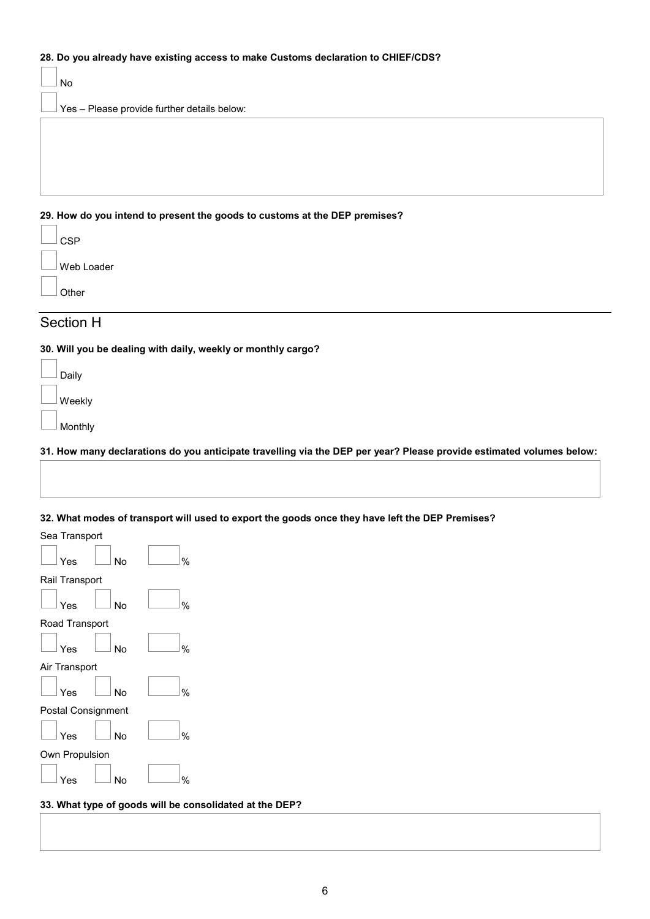**28. Do you already have existing access to make Customs declaration to CHIEF/CDS?**

☐ No

☐ Yes – Please provide further details below:

**29. How do you intend to present the goods to customs at the DEP premises?**

☐ CSP

☐ Web Loader

☐ Other

## Section H

**30. Will you be dealing with daily, weekly or monthly cargo?**

☐ Daily

☐ Weekly

☐ Monthly

**31. How many declarations do you anticipate travelling via the DEP per year? Please provide estimated volumes below:**

**32. What modes of transport will used to export the goods once they have left the DEP Premises?**

Sea Transport

☐ Yes ☐ No ☐ %

Rail Transport

☐ Yes ☐ No ☐ %

Road Transport

☐ Yes ☐ No ☐ %

Air Transport

☐ Yes ☐ No ☐ %

Postal Consignment

☐ Yes ☐ No ☐ %

Own Propulsion

☐ Yes ☐ No ☐ %

**33. What type of goods will be consolidated at the DEP?**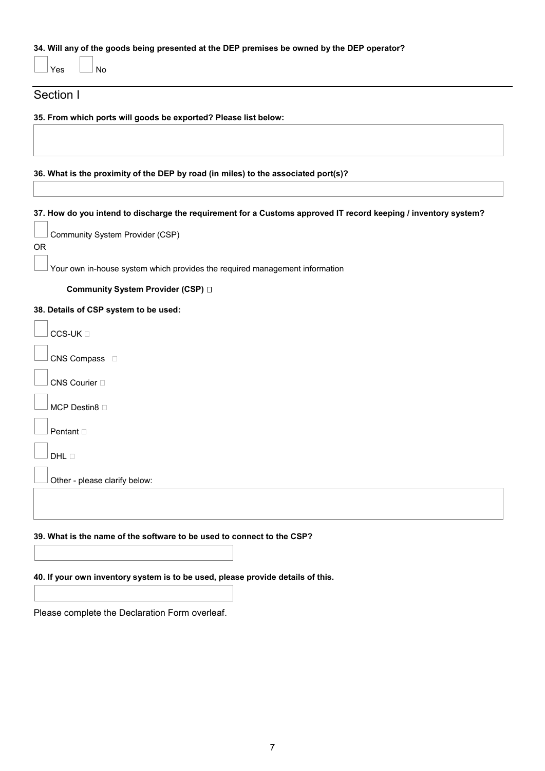**34. Will any of the goods being presented at the DEP premises be owned by the DEP operator?**

☐ Yes ☐ No

## Section I

**35. From which ports will goods be exported? Please list below:**

**36. What is the proximity of the DEP by road (in miles) to the associated port(s)?**

**37. How do you intend to discharge the requirement for a Customs approved IT record keeping / inventory system?**

☐ Community System Provider (CSP)

OR

☐ Your own in-house system which provides the required management information

**Community System Provider (CSP) ☐**

**38. Details of CSP system to be used:**

☐ CCS-UK ☐

☐ CNS Compass ☐

☐ CNS Courier ☐

☐ MCP Destin8 ☐

☐ Pentant ☐

☐ DHL ☐

☐ Other - please clarify below:

**39. What is the name of the software to be used to connect to the CSP?**

**40. If your own inventory system is to be used, please provide details of this.**

Please complete the Declaration Form overleaf.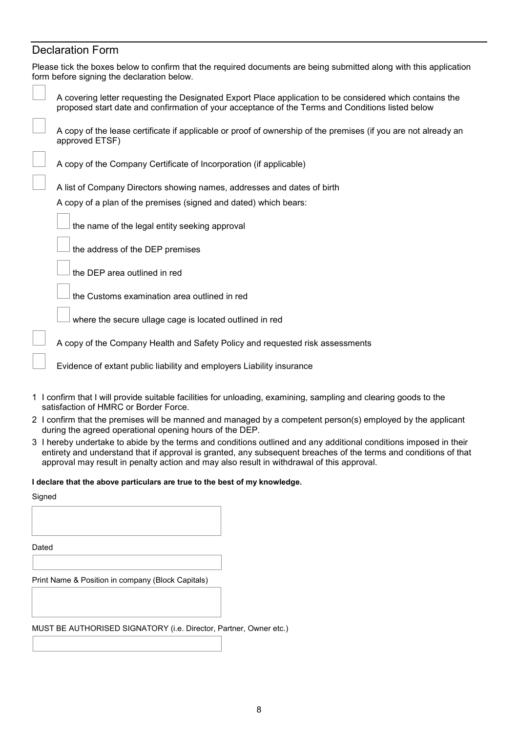## Declaration Form

Please tick the boxes below to confirm that the required documents are being submitted along with this application form before signing the declaration below.

- ☐ A covering letter requesting the Designated Export Place application to be considered which contains the proposed start date and confirmation of your acceptance of the Terms and Conditions listed below
- ☐ A copy of the lease certificate if applicable or proof of ownership of the premises (if you are not already an approved ETSF)
- ☐ A copy of the Company Certificate of Incorporation (if applicable)
- ☐ A list of Company Directors showing names, addresses and dates of birth

  A copy of a plan of the premises (signed and dated) which bears:
  - ☐ the name of the legal entity seeking approval
  - ☐ the address of the DEP premises
  - ☐ the DEP area outlined in red
  - ☐ the Customs examination area outlined in red
  - ☐ where the secure ullage cage is located outlined in red
- ☐ A copy of the Company Health and Safety Policy and requested risk assessments
- ☐ Evidence of extant public liability and employers Liability insurance

1. I confirm that I will provide suitable facilities for unloading, examining, sampling and clearing goods to the satisfaction of HMRC or Border Force.
2. I confirm that the premises will be manned and managed by a competent person(s) employed by the applicant during the agreed operational opening hours of the DEP.
3. I hereby undertake to abide by the terms and conditions outlined and any additional conditions imposed in their entirety and understand that if approval is granted, any subsequent breaches of the terms and conditions of that approval may result in penalty action and may also result in withdrawal of this approval.

**I declare that the above particulars are true to the best of my knowledge.**

Signed

Dated

Print Name & Position in company (Block Capitals)

MUST BE AUTHORISED SIGNATORY (i.e. Director, Partner, Owner etc.)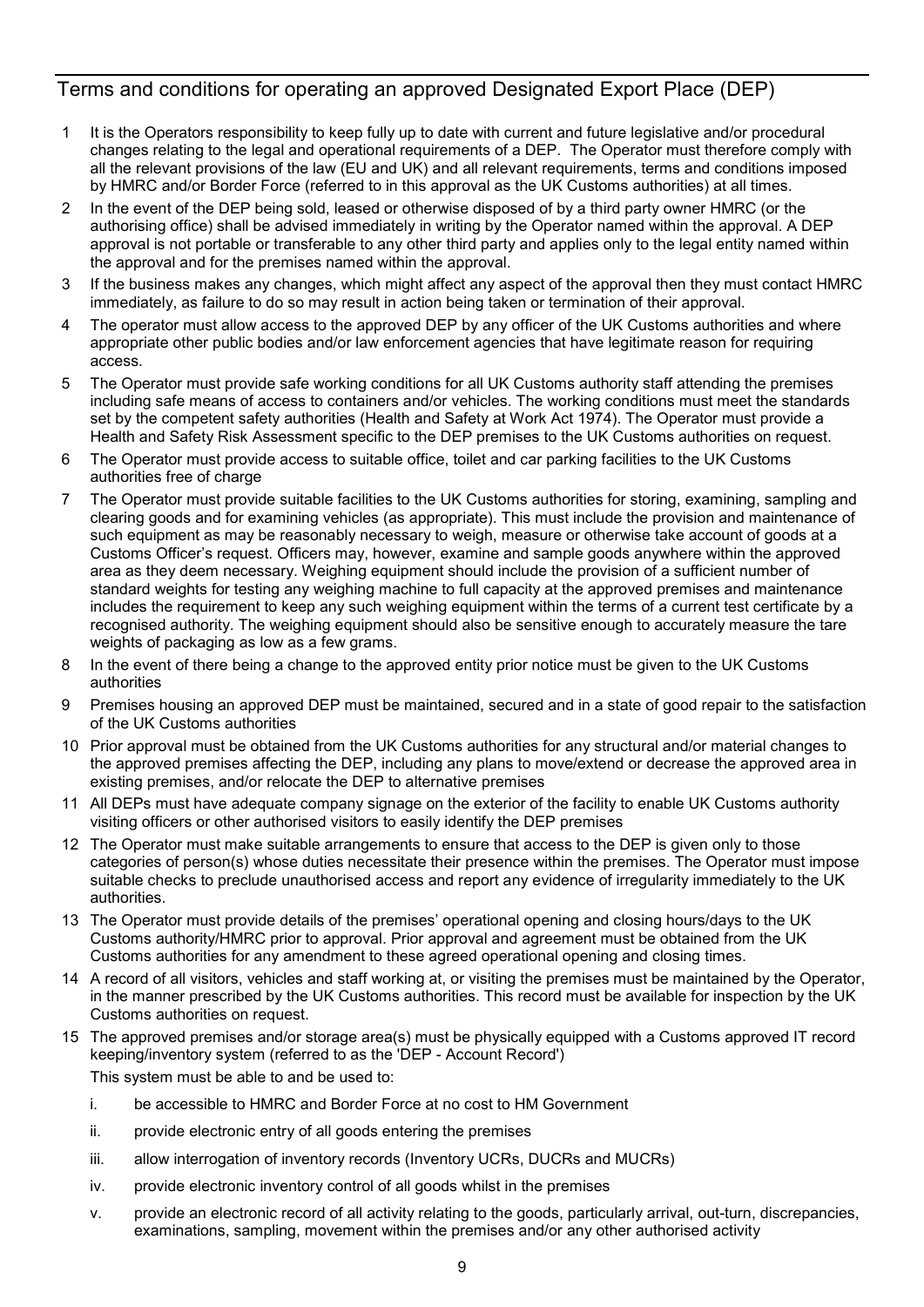## Terms and conditions for operating an approved Designated Export Place (DEP)

1. It is the Operators responsibility to keep fully up to date with current and future legislative and/or procedural changes relating to the legal and operational requirements of a DEP. The Operator must therefore comply with all the relevant provisions of the law (EU and UK) and all relevant requirements, terms and conditions imposed by HMRC and/or Border Force (referred to in this approval as the UK Customs authorities) at all times.
2. In the event of the DEP being sold, leased or otherwise disposed of by a third party owner HMRC (or the authorising office) shall be advised immediately in writing by the Operator named within the approval. A DEP approval is not portable or transferable to any other third party and applies only to the legal entity named within the approval and for the premises named within the approval.
3. If the business makes any changes, which might affect any aspect of the approval then they must contact HMRC immediately, as failure to do so may result in action being taken or termination of their approval.
4. The operator must allow access to the approved DEP by any officer of the UK Customs authorities and where appropriate other public bodies and/or law enforcement agencies that have legitimate reason for requiring access.
5. The Operator must provide safe working conditions for all UK Customs authority staff attending the premises including safe means of access to containers and/or vehicles. The working conditions must meet the standards set by the competent safety authorities (Health and Safety at Work Act 1974). The Operator must provide a Health and Safety Risk Assessment specific to the DEP premises to the UK Customs authorities on request.
6. The Operator must provide access to suitable office, toilet and car parking facilities to the UK Customs authorities free of charge
7. The Operator must provide suitable facilities to the UK Customs authorities for storing, examining, sampling and clearing goods and for examining vehicles (as appropriate). This must include the provision and maintenance of such equipment as may be reasonably necessary to weigh, measure or otherwise take account of goods at a Customs Officer's request. Officers may, however, examine and sample goods anywhere within the approved area as they deem necessary. Weighing equipment should include the provision of a sufficient number of standard weights for testing any weighing machine to full capacity at the approved premises and maintenance includes the requirement to keep any such weighing equipment within the terms of a current test certificate by a recognised authority. The weighing equipment should also be sensitive enough to accurately measure the tare weights of packaging as low as a few grams.
8. In the event of there being a change to the approved entity prior notice must be given to the UK Customs authorities
9. Premises housing an approved DEP must be maintained, secured and in a state of good repair to the satisfaction of the UK Customs authorities
10. Prior approval must be obtained from the UK Customs authorities for any structural and/or material changes to the approved premises affecting the DEP, including any plans to move/extend or decrease the approved area in existing premises, and/or relocate the DEP to alternative premises
11. All DEPs must have adequate company signage on the exterior of the facility to enable UK Customs authority visiting officers or other authorised visitors to easily identify the DEP premises
12. The Operator must make suitable arrangements to ensure that access to the DEP is given only to those categories of person(s) whose duties necessitate their presence within the premises. The Operator must impose suitable checks to preclude unauthorised access and report any evidence of irregularity immediately to the UK authorities.
13. The Operator must provide details of the premises' operational opening and closing hours/days to the UK Customs authority/HMRC prior to approval. Prior approval and agreement must be obtained from the UK Customs authorities for any amendment to these agreed operational opening and closing times.
14. A record of all visitors, vehicles and staff working at, or visiting the premises must be maintained by the Operator, in the manner prescribed by the UK Customs authorities. This record must be available for inspection by the UK Customs authorities on request.
15. The approved premises and/or storage area(s) must be physically equipped with a Customs approved IT record keeping/inventory system (referred to as the 'DEP - Account Record')

    This system must be able to and be used to:

    i. be accessible to HMRC and Border Force at no cost to HM Government
    ii. provide electronic entry of all goods entering the premises
    iii. allow interrogation of inventory records (Inventory UCRs, DUCRs and MUCRs)
    iv. provide electronic inventory control of all goods whilst in the premises
    v. provide an electronic record of all activity relating to the goods, particularly arrival, out-turn, discrepancies, examinations, sampling, movement within the premises and/or any other authorised activity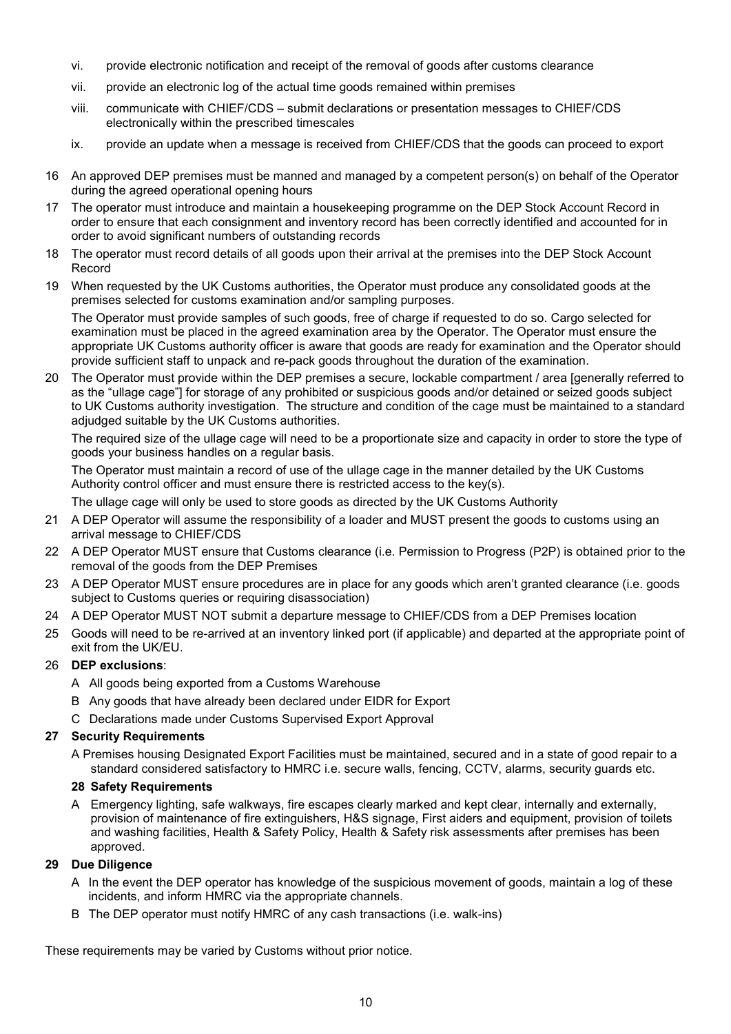vi. provide electronic notification and receipt of the removal of goods after customs clearance

vii. provide an electronic log of the actual time goods remained within premises

viii. communicate with CHIEF/CDS – submit declarations or presentation messages to CHIEF/CDS electronically within the prescribed timescales

ix. provide an update when a message is received from CHIEF/CDS that the goods can proceed to export

16 An approved DEP premises must be manned and managed by a competent person(s) on behalf of the Operator during the agreed operational opening hours

17 The operator must introduce and maintain a housekeeping programme on the DEP Stock Account Record in order to ensure that each consignment and inventory record has been correctly identified and accounted for in order to avoid significant numbers of outstanding records

18 The operator must record details of all goods upon their arrival at the premises into the DEP Stock Account Record

19 When requested by the UK Customs authorities, the Operator must produce any consolidated goods at the premises selected for customs examination and/or sampling purposes.

The Operator must provide samples of such goods, free of charge if requested to do so. Cargo selected for examination must be placed in the agreed examination area by the Operator. The Operator must ensure the appropriate UK Customs authority officer is aware that goods are ready for examination and the Operator should provide sufficient staff to unpack and re-pack goods throughout the duration of the examination.

20 The Operator must provide within the DEP premises a secure, lockable compartment / area [generally referred to as the "ullage cage"] for storage of any prohibited or suspicious goods and/or detained or seized goods subject to UK Customs authority investigation. The structure and condition of the cage must be maintained to a standard adjudged suitable by the UK Customs authorities.

The required size of the ullage cage will need to be a proportionate size and capacity in order to store the type of goods your business handles on a regular basis.

The Operator must maintain a record of use of the ullage cage in the manner detailed by the UK Customs Authority control officer and must ensure there is restricted access to the key(s).

The ullage cage will only be used to store goods as directed by the UK Customs Authority

21 A DEP Operator will assume the responsibility of a loader and MUST present the goods to customs using an arrival message to CHIEF/CDS

22 A DEP Operator MUST ensure that Customs clearance (i.e. Permission to Progress (P2P) is obtained prior to the removal of the goods from the DEP Premises

23 A DEP Operator MUST ensure procedures are in place for any goods which aren't granted clearance (i.e. goods subject to Customs queries or requiring disassociation)

24 A DEP Operator MUST NOT submit a departure message to CHIEF/CDS from a DEP Premises location

25 Goods will need to be re-arrived at an inventory linked port (if applicable) and departed at the appropriate point of exit from the UK/EU.

26 **DEP exclusions**:

A All goods being exported from a Customs Warehouse

B Any goods that have already been declared under EIDR for Export

C Declarations made under Customs Supervised Export Approval

**27 Security Requirements**

A Premises housing Designated Export Facilities must be maintained, secured and in a state of good repair to a standard considered satisfactory to HMRC i.e. secure walls, fencing, CCTV, alarms, security guards etc.

**28 Safety Requirements**

A Emergency lighting, safe walkways, fire escapes clearly marked and kept clear, internally and externally, provision of maintenance of fire extinguishers, H&S signage, First aiders and equipment, provision of toilets and washing facilities, Health & Safety Policy, Health & Safety risk assessments after premises has been approved.

**29 Due Diligence**

A In the event the DEP operator has knowledge of the suspicious movement of goods, maintain a log of these incidents, and inform HMRC via the appropriate channels.

B The DEP operator must notify HMRC of any cash transactions (i.e. walk-ins)

These requirements may be varied by Customs without prior notice.